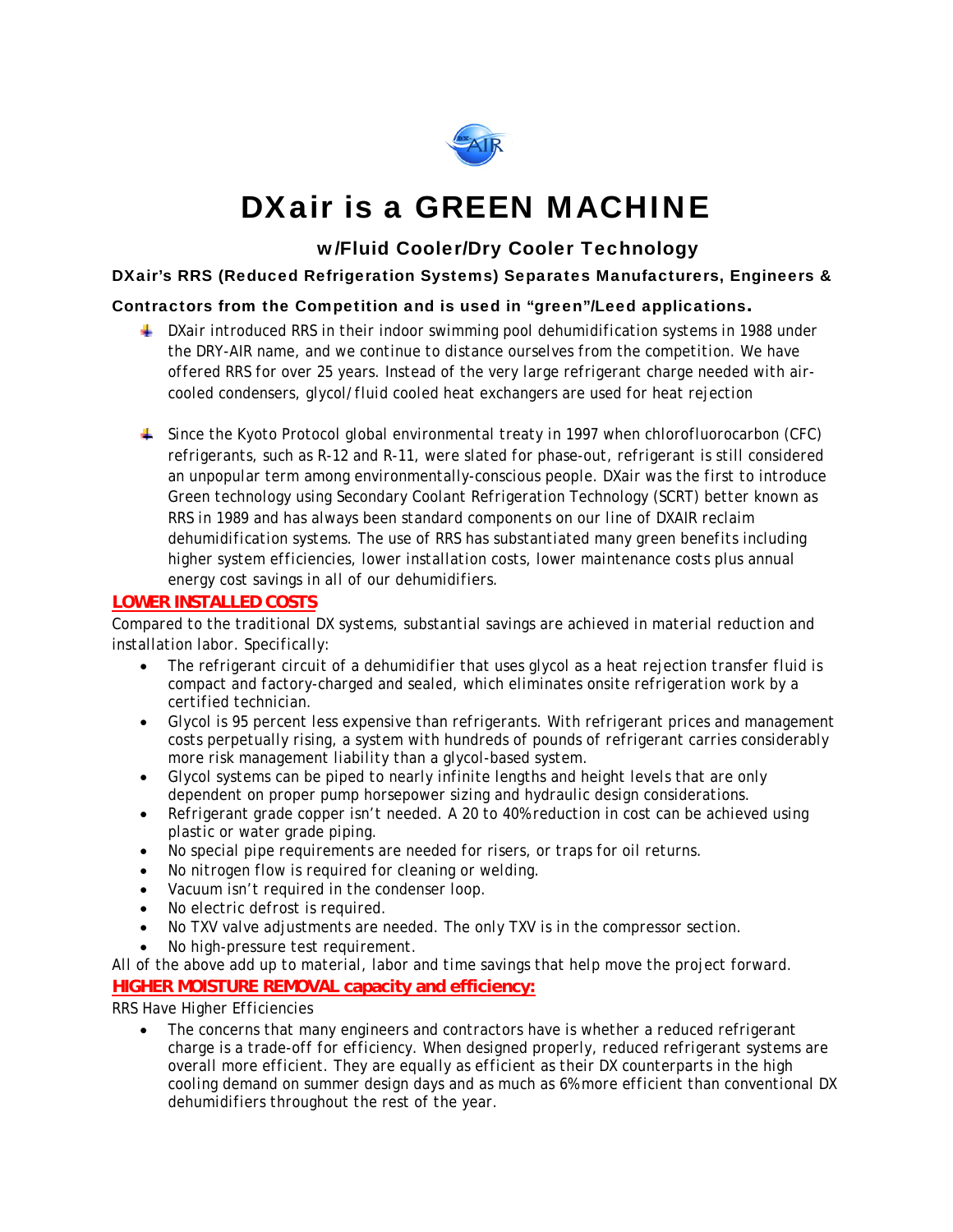# DXair is a GREEN MACHINE

### w/Fluid Cooler/Dry Cooler Technology

**DXair's RRS (Reduced Refrigeration Systems) Separates Manufacturers, Engineers & Contractors from the Competition and is used in "green"/Leed applications.**

- DXair introduced RRS in their indoor swimming pool dehumidification systems in 1988 under the DRY-AIR name, and we continue to distance ourselves from the competition. We have offered RRS for over 25 years. Instead of the very large refrigerant charge needed with air-cooled condensers, glycol/fluid cooled heat exchangers are used for heat rejection

- Since the Kyoto Protocol global environmental treaty in 1997 when chlorofluorocarbon (CFC) refrigerants, such as R-12 and R-11, were slated for phase-out, refrigerant is still considered an unpopular term among environmentally-conscious people. DXair was the first to introduce Green technology using Secondary Coolant Refrigeration Technology (SCRT) better known as RRS in 1989 and has always been standard components on our line of DXAIR reclaim dehumidification systems. The use of RRS has substantiated many green benefits including higher system efficiencies, lower installation costs, lower maintenance costs plus annual energy cost savings in all of our dehumidifiers.

**LOWER INSTALLED COSTS**

Compared to the traditional DX systems, substantial savings are achieved in material reduction and installation labor. Specifically:

- The refrigerant circuit of a dehumidifier that uses glycol as a heat rejection transfer fluid is compact and factory-charged and sealed, which eliminates onsite refrigeration work by a certified technician.
- Glycol is 95 percent less expensive than refrigerants. With refrigerant prices and management costs perpetually rising, a system with hundreds of pounds of refrigerant carries considerably more risk management liability than a glycol-based system.
- Glycol systems can be piped to nearly infinite lengths and height levels that are only dependent on proper pump horsepower sizing and hydraulic design considerations.
- Refrigerant grade copper isn't needed. A 20 to 40% reduction in cost can be achieved using plastic or water grade piping.
- No special pipe requirements are needed for risers, or traps for oil returns.
- No nitrogen flow is required for cleaning or welding.
- Vacuum isn't required in the condenser loop.
- No electric defrost is required.
- No TXV valve adjustments are needed. The only TXV is in the compressor section.
- No high-pressure test requirement.

All of the above add up to material, labor and time savings that help move the project forward.

**HIGHER MOISTURE REMOVAL capacity and efficiency:**

RRS Have Higher Efficiencies

- The concerns that many engineers and contractors have is whether a reduced refrigerant charge is a trade-off for efficiency. When designed properly, reduced refrigerant systems are overall more efficient. They are equally as efficient as their DX counterparts in the high cooling demand on summer design days and as much as 6% more efficient than conventional DX dehumidifiers throughout the rest of the year.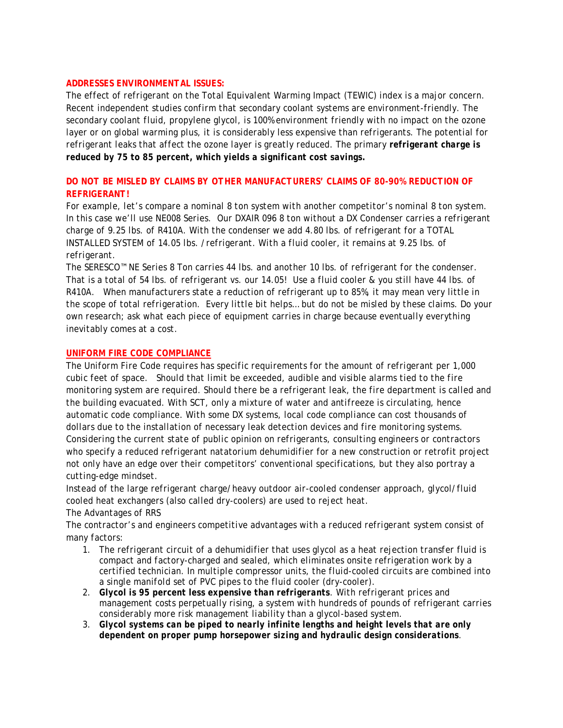**ADDRESSES ENVIRONMENTAL ISSUES:**

The effect of refrigerant on the Total Equivalent Warming Impact (TEWIC) index is a major concern. Recent independent studies confirm that secondary coolant systems are environment-friendly. The secondary coolant fluid, propylene glycol, is 100% environment friendly with no impact on the ozone layer or on global warming plus, it is considerably less expensive than refrigerants. The potential for refrigerant leaks that affect the ozone layer is greatly reduced. The primary ***refrigerant charge is reduced by 75 to 85 percent, which yields a significant cost savings.***

**DO NOT BE MISLED BY CLAIMS BY OTHER MANUFACTURERS' CLAIMS OF 80-90% REDUCTION OF REFRIGERANT!**

For example, let's compare a nominal 8 ton system with another competitor's nominal 8 ton system. In this case we'll use NE008 Series. Our DXAIR 096 8 ton without a DX Condenser carries a refrigerant charge of 9.25 lbs. of R410A. With the condenser we add 4.80 lbs. of refrigerant for a TOTAL INSTALLED SYSTEM of 14.05 lbs. /refrigerant. With a fluid cooler, it remains at 9.25 lbs. of refrigerant.

The SERESCO™ NE Series 8 Ton carries 44 lbs. and another 10 lbs. of refrigerant for the condenser. That is a total of 54 lbs. of refrigerant vs. our 14.05! Use a fluid cooler & you still have 44 lbs. of R410A. When manufacturers state a reduction of refrigerant up to 85%, it may mean very little in the scope of total refrigeration. Every little bit helps… but do not be misled by these claims. Do your own research; ask what each piece of equipment carries in charge because eventually everything inevitably comes at a cost.

**UNIFORM FIRE CODE COMPLIANCE**

The Uniform Fire Code requires has specific requirements for the amount of refrigerant per 1,000 cubic feet of space. Should that limit be exceeded, audible and visible alarms tied to the fire monitoring system are required. Should there be a refrigerant leak, the fire department is called and the building evacuated. With SCT, only a mixture of water and antifreeze is circulating, hence automatic code compliance. With some DX systems, local code compliance can cost thousands of dollars due to the installation of necessary leak detection devices and fire monitoring systems. Considering the current state of public opinion on refrigerants, consulting engineers or contractors who specify a reduced refrigerant natatorium dehumidifier for a new construction or retrofit project not only have an edge over their competitors' conventional specifications, but they also portray a cutting-edge mindset.

Instead of the large refrigerant charge/heavy outdoor air-cooled condenser approach, glycol/fluid cooled heat exchangers (also called dry-coolers) are used to reject heat.

The Advantages of RRS

The contractor's and engineers competitive advantages with a reduced refrigerant system consist of many factors:

1. The refrigerant circuit of a dehumidifier that uses glycol as a heat rejection transfer fluid is compact and factory-charged and sealed, which eliminates onsite refrigeration work by a certified technician. In multiple compressor units, the fluid-cooled circuits are combined into a single manifold set of PVC pipes to the fluid cooler (dry-cooler).
2. ***Glycol is 95 percent less expensive than refrigerants***. With refrigerant prices and management costs perpetually rising, a system with hundreds of pounds of refrigerant carries considerably more risk management liability than a glycol-based system.
3. ***Glycol systems can be piped to nearly infinite lengths and height levels that are only dependent on proper pump horsepower sizing and hydraulic design considerations***.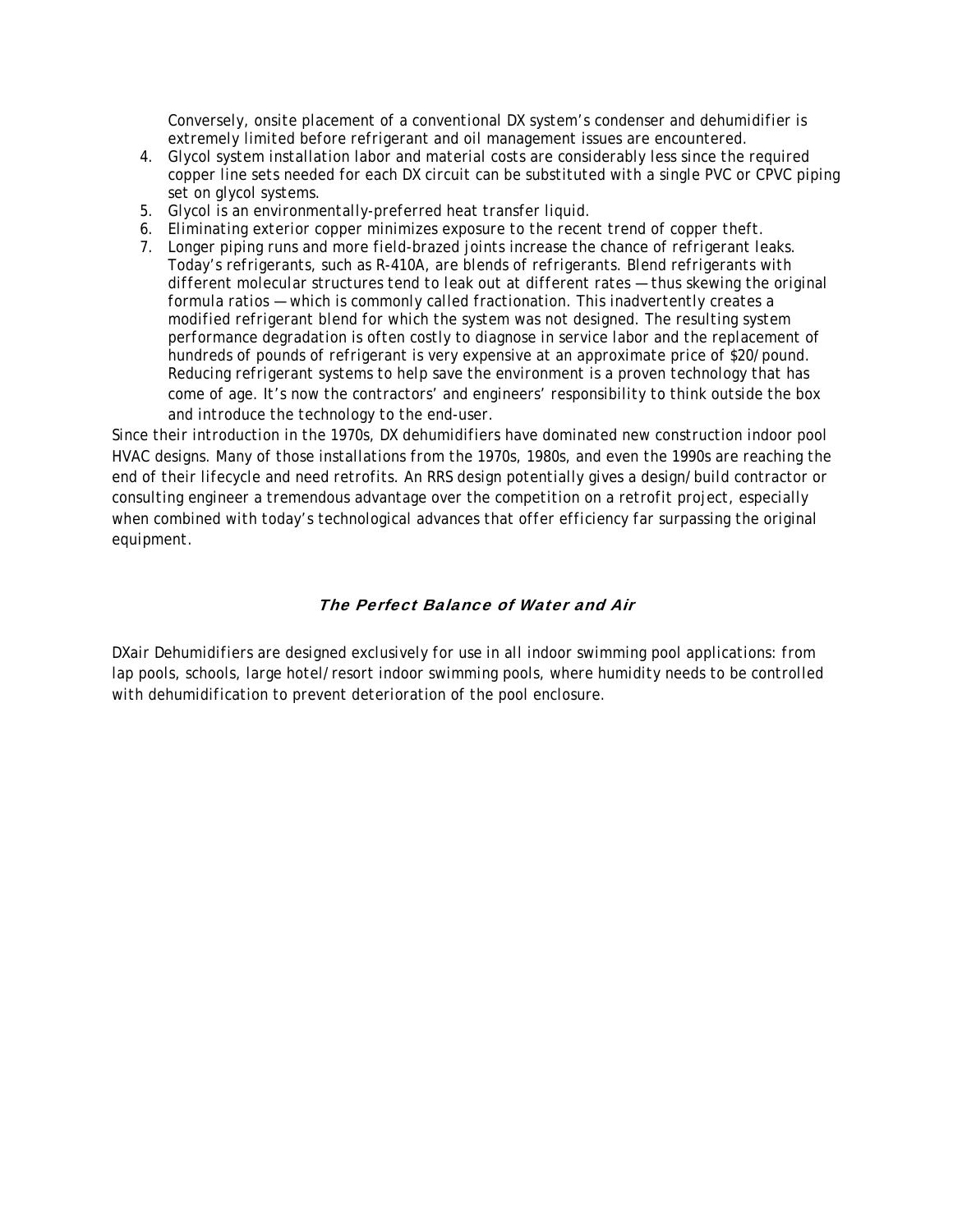Conversely, onsite placement of a conventional DX system's condenser and dehumidifier is extremely limited before refrigerant and oil management issues are encountered.

4. Glycol system installation labor and material costs are considerably less since the required copper line sets needed for each DX circuit can be substituted with a single PVC or CPVC piping set on glycol systems.
5. Glycol is an environmentally-preferred heat transfer liquid.
6. Eliminating exterior copper minimizes exposure to the recent trend of copper theft.
7. Longer piping runs and more field-brazed joints increase the chance of refrigerant leaks. Today's refrigerants, such as R-410A, are blends of refrigerants. Blend refrigerants with different molecular structures tend to leak out at different rates — thus skewing the original formula ratios — which is commonly called fractionation. This inadvertently creates a modified refrigerant blend for which the system was not designed. The resulting system performance degradation is often costly to diagnose in service labor and the replacement of hundreds of pounds of refrigerant is very expensive at an approximate price of $20/pound. Reducing refrigerant systems to help save the environment is a proven technology that has come of age. It's now the contractors' and engineers' responsibility to think outside the box and introduce the technology to the end-user.

Since their introduction in the 1970s, DX dehumidifiers have dominated new construction indoor pool HVAC designs. Many of those installations from the 1970s, 1980s, and even the 1990s are reaching the end of their lifecycle and need retrofits. An RRS design potentially gives a design/build contractor or consulting engineer a tremendous advantage over the competition on a retrofit project, especially when combined with today's technological advances that offer efficiency far surpassing the original equipment.

## *The Perfect Balance of Water and Air*

DXair Dehumidifiers are designed exclusively for use in all indoor swimming pool applications: from lap pools, schools, large hotel/resort indoor swimming pools, where humidity needs to be controlled with dehumidification to prevent deterioration of the pool enclosure.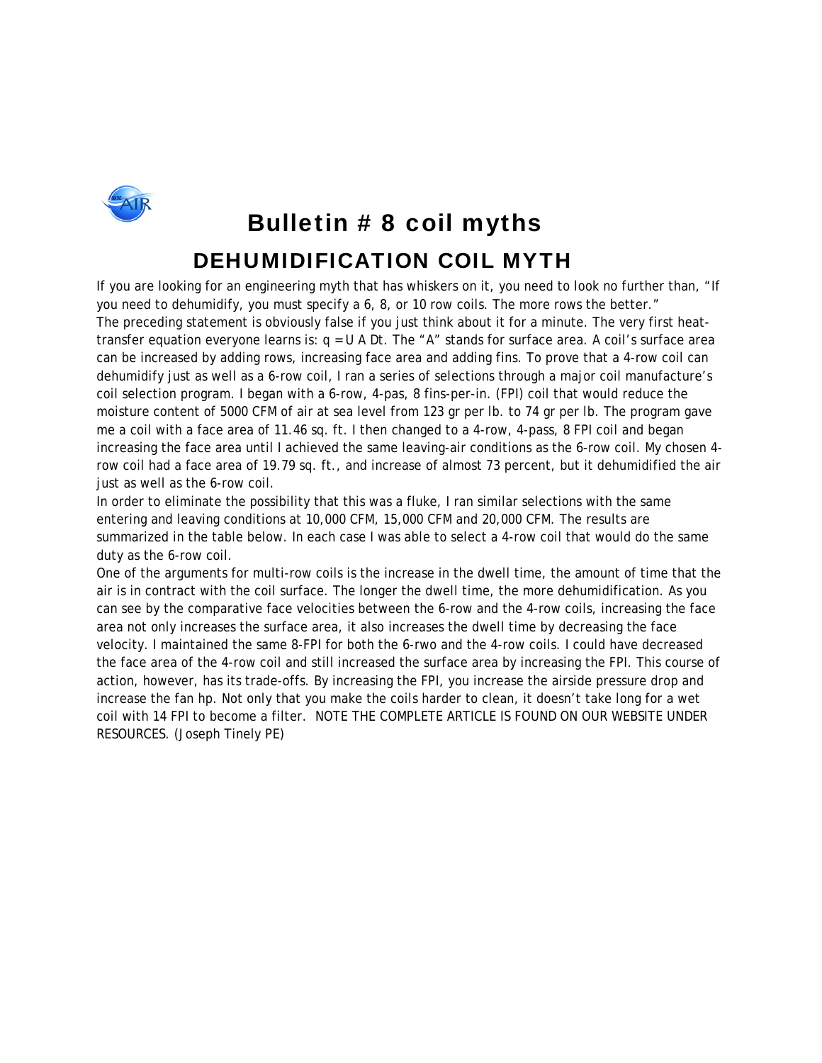# Bulletin # 8 coil myths

## DEHUMIDIFICATION COIL MYTH

If you are looking for an engineering myth that has whiskers on it, you need to look no further than, "If you need to dehumidify, you must specify a 6, 8, or 10 row coils. The more rows the better."

The preceding statement is obviously false if you just think about it for a minute. The very first heat-transfer equation everyone learns is: $q = U A Dt$. The "A" stands for surface area. A coil's surface area can be increased by adding rows, increasing face area and adding fins. To prove that a 4-row coil can dehumidify just as well as a 6-row coil, I ran a series of selections through a major coil manufacture's coil selection program. I began with a 6-row, 4-pas, 8 fins-per-in. (FPI) coil that would reduce the moisture content of 5000 CFM of air at sea level from 123 gr per lb. to 74 gr per lb. The program gave me a coil with a face area of 11.46 sq. ft. I then changed to a 4-row, 4-pass, 8 FPI coil and began increasing the face area until I achieved the same leaving-air conditions as the 6-row coil. My chosen 4-row coil had a face area of 19.79 sq. ft., and increase of almost 73 percent, but it dehumidified the air just as well as the 6-row coil.

In order to eliminate the possibility that this was a fluke, I ran similar selections with the same entering and leaving conditions at 10,000 CFM, 15,000 CFM and 20,000 CFM. The results are summarized in the table below. In each case I was able to select a 4-row coil that would do the same duty as the 6-row coil.

One of the arguments for multi-row coils is the increase in the dwell time, the amount of time that the air is in contract with the coil surface. The longer the dwell time, the more dehumidification. As you can see by the comparative face velocities between the 6-row and the 4-row coils, increasing the face area not only increases the surface area, it also increases the dwell time by decreasing the face velocity. I maintained the same 8-FPI for both the 6-rwo and the 4-row coils. I could have decreased the face area of the 4-row coil and still increased the surface area by increasing the FPI. This course of action, however, has its trade-offs. By increasing the FPI, you increase the airside pressure drop and increase the fan hp. Not only that you make the coils harder to clean, it doesn't take long for a wet coil with 14 FPI to become a filter. NOTE THE COMPLETE ARTICLE IS FOUND ON OUR WEBSITE UNDER RESOURCES. (Joseph Tinely PE)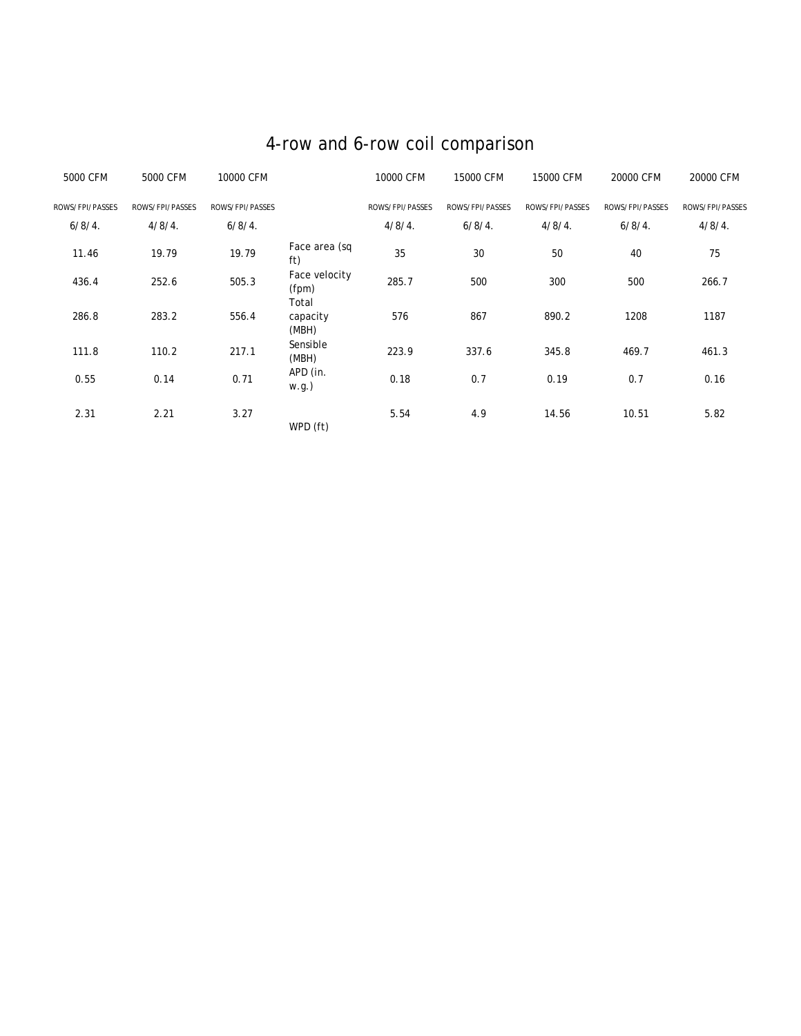# 4-row and 6-row coil comparison

| 5000 CFM | 5000 CFM | 10000 CFM | | 10000 CFM | 15000 CFM | 15000 CFM | 20000 CFM | 20000 CFM |
|---|---|---|---|---|---|---|---|---|
| ROWS/FPI/PASSES | ROWS/FPI/PASSES | ROWS/FPI/PASSES | | ROWS/FPI/PASSES | ROWS/FPI/PASSES | ROWS/FPI/PASSES | ROWS/FPI/PASSES | ROWS/FPI/PASSES |
| 6/8/4. | 4/8/4. | 6/8/4. | | 4/8/4. | 6/8/4. | 4/8/4. | 6/8/4. | 4/8/4. |
| 11.46 | 19.79 | 19.79 | Face area (sq ft) | 35 | 30 | 50 | 40 | 75 |
| 436.4 | 252.6 | 505.3 | Face velocity (fpm) | 285.7 | 500 | 300 | 500 | 266.7 |
| 286.8 | 283.2 | 556.4 | Total capacity (MBH) | 576 | 867 | 890.2 | 1208 | 1187 |
| 111.8 | 110.2 | 217.1 | Sensible (MBH) | 223.9 | 337.6 | 345.8 | 469.7 | 461.3 |
| 0.55 | 0.14 | 0.71 | APD (in. w.g.) | 0.18 | 0.7 | 0.19 | 0.7 | 0.16 |
| 2.31 | 2.21 | 3.27 | WPD (ft) | 5.54 | 4.9 | 14.56 | 10.51 | 5.82 |